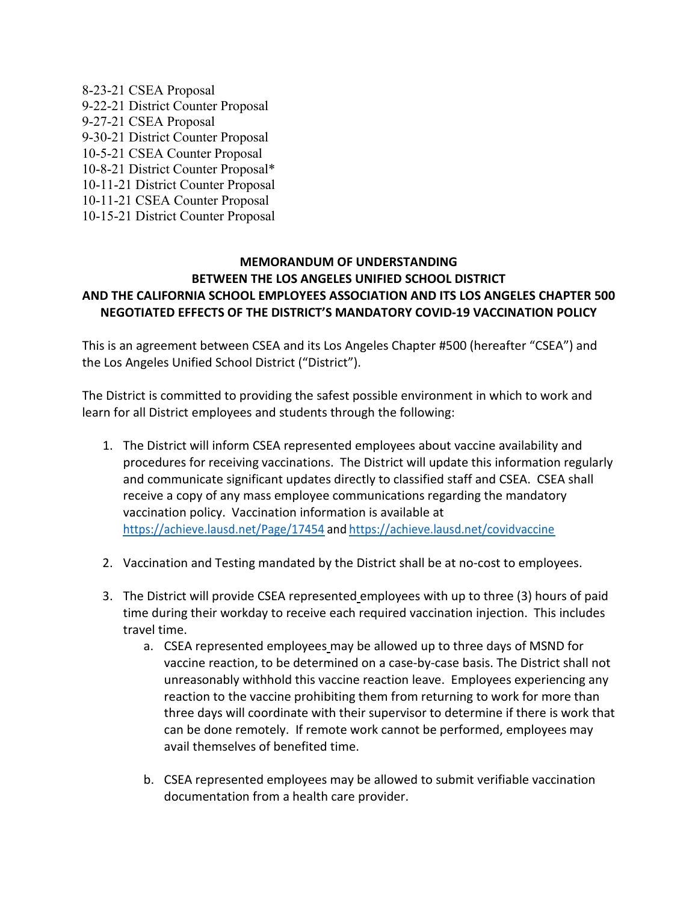8-23-21 CSEA Proposal
9-22-21 District Counter Proposal
9-27-21 CSEA Proposal
9-30-21 District Counter Proposal
10-5-21 CSEA Counter Proposal
10-8-21 District Counter Proposal*
10-11-21 District Counter Proposal
10-11-21 CSEA Counter Proposal
10-15-21 District Counter Proposal

**MEMORANDUM OF UNDERSTANDING**
**BETWEEN THE LOS ANGELES UNIFIED SCHOOL DISTRICT**
**AND THE CALIFORNIA SCHOOL EMPLOYEES ASSOCIATION AND ITS LOS ANGELES CHAPTER 500**
**NEGOTIATED EFFECTS OF THE DISTRICT'S MANDATORY COVID-19 VACCINATION POLICY**

This is an agreement between CSEA and its Los Angeles Chapter #500 (hereafter "CSEA") and the Los Angeles Unified School District ("District").

The District is committed to providing the safest possible environment in which to work and learn for all District employees and students through the following:

1. The District will inform CSEA represented employees about vaccine availability and procedures for receiving vaccinations. The District will update this information regularly and communicate significant updates directly to classified staff and CSEA. CSEA shall receive a copy of any mass employee communications regarding the mandatory vaccination policy. Vaccination information is available at https://achieve.lausd.net/Page/17454 and https://achieve.lausd.net/covidvaccine

2. Vaccination and Testing mandated by the District shall be at no-cost to employees.

3. The District will provide CSEA represented employees with up to three (3) hours of paid time during their workday to receive each required vaccination injection. This includes travel time.
   a. CSEA represented employees may be allowed up to three days of MSND for vaccine reaction, to be determined on a case-by-case basis. The District shall not unreasonably withhold this vaccine reaction leave. Employees experiencing any reaction to the vaccine prohibiting them from returning to work for more than three days will coordinate with their supervisor to determine if there is work that can be done remotely. If remote work cannot be performed, employees may avail themselves of benefited time.

   b. CSEA represented employees may be allowed to submit verifiable vaccination documentation from a health care provider.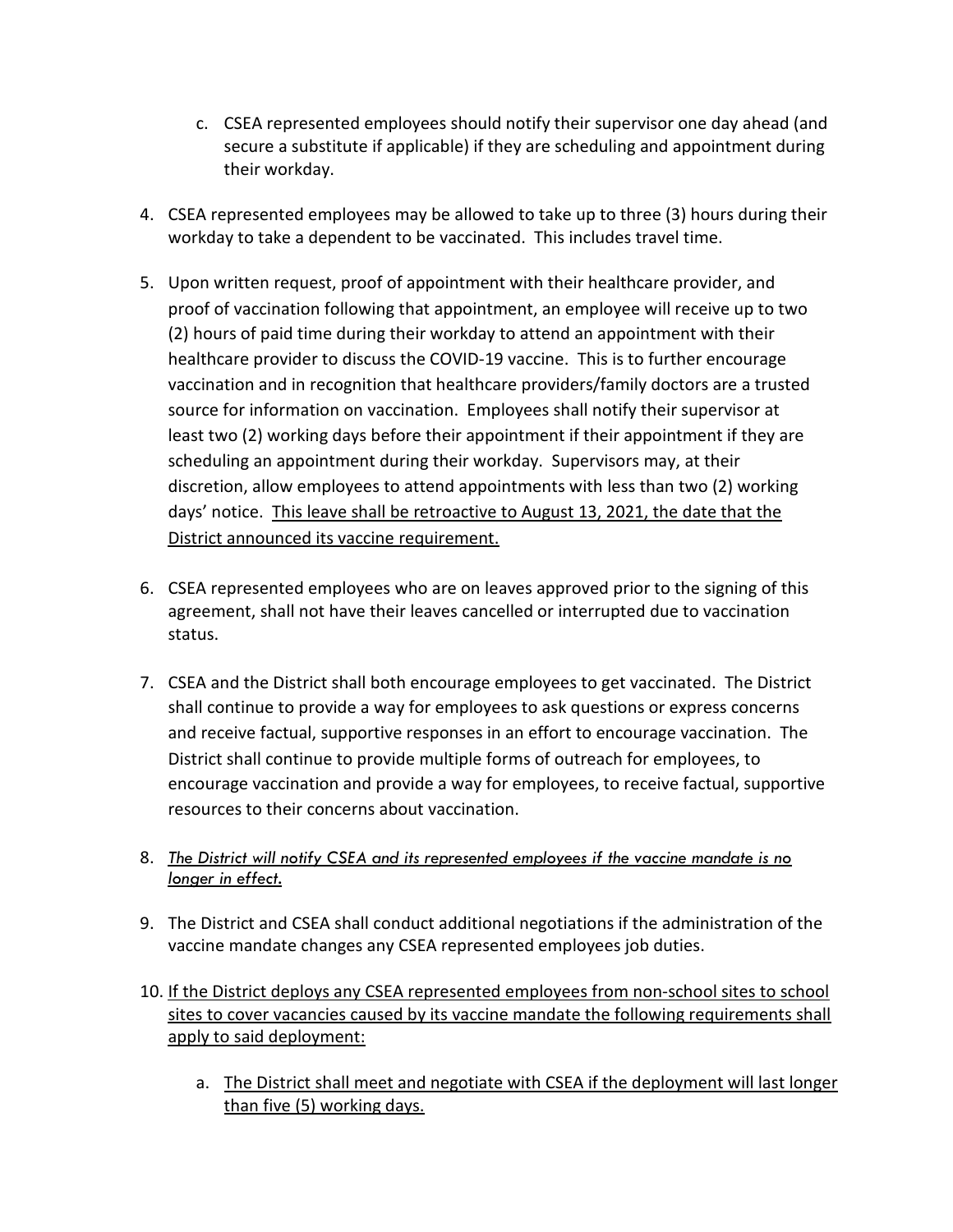c. CSEA represented employees should notify their supervisor one day ahead (and secure a substitute if applicable) if they are scheduling and appointment during their workday.

4. CSEA represented employees may be allowed to take up to three (3) hours during their workday to take a dependent to be vaccinated. This includes travel time.

5. Upon written request, proof of appointment with their healthcare provider, and proof of vaccination following that appointment, an employee will receive up to two (2) hours of paid time during their workday to attend an appointment with their healthcare provider to discuss the COVID-19 vaccine. This is to further encourage vaccination and in recognition that healthcare providers/family doctors are a trusted source for information on vaccination. Employees shall notify their supervisor at least two (2) working days before their appointment if their appointment if they are scheduling an appointment during their workday. Supervisors may, at their discretion, allow employees to attend appointments with less than two (2) working days' notice. <u>This leave shall be retroactive to August 13, 2021, the date that the District announced its vaccine requirement.</u>

6. CSEA represented employees who are on leaves approved prior to the signing of this agreement, shall not have their leaves cancelled or interrupted due to vaccination status.

7. CSEA and the District shall both encourage employees to get vaccinated. The District shall continue to provide a way for employees to ask questions or express concerns and receive factual, supportive responses in an effort to encourage vaccination. The District shall continue to provide multiple forms of outreach for employees, to encourage vaccination and provide a way for employees, to receive factual, supportive resources to their concerns about vaccination.

8. *<u>The District will notify CSEA and its represented employees if the vaccine mandate is no longer in effect.</u>*

9. The District and CSEA shall conduct additional negotiations if the administration of the vaccine mandate changes any CSEA represented employees job duties.

10. <u>If the District deploys any CSEA represented employees from non-school sites to school sites to cover vacancies caused by its vaccine mandate the following requirements shall apply to said deployment:</u>

    a. <u>The District shall meet and negotiate with CSEA if the deployment will last longer than five (5) working days.</u>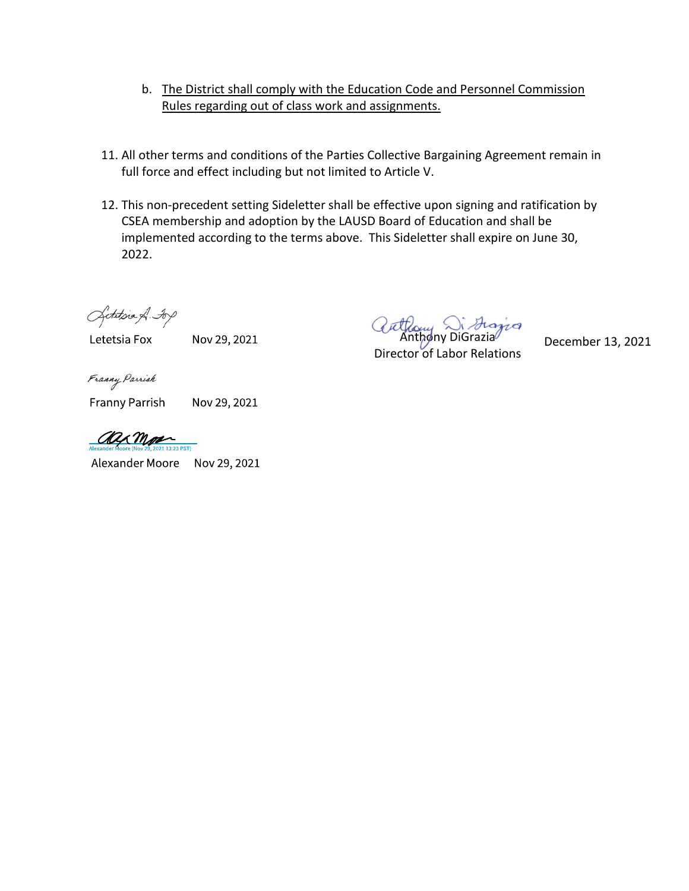b. <u>The District shall comply with the Education Code and Personnel Commission Rules regarding out of class work and assignments.</u>

11. All other terms and conditions of the Parties Collective Bargaining Agreement remain in full force and effect including but not limited to Article V.

12. This non-precedent setting Sideletter shall be effective upon signing and ratification by CSEA membership and adoption by the LAUSD Board of Education and shall be implemented according to the terms above. This Sideletter shall expire on June 30, 2022.

Letetsia Fox Nov 29, 2021

Franny Parrish Nov 29, 2021

Alexander Moore (Nov 29, 2021 13:23 PST)

Alexander Moore Nov 29, 2021

Anthony DiGrazia
Director of Labor Relations
December 13, 2021